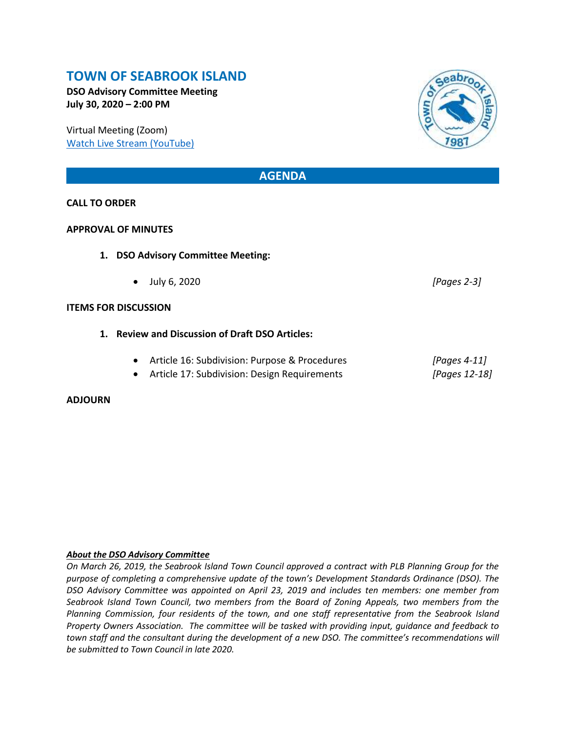# TOWN OF SEABROOK ISLAND

**DSO Advisory Committee Meeting**
**July 30, 2020 – 2:00 PM**

Virtual Meeting (Zoom)
[Watch Live Stream (YouTube)]

## AGENDA

**CALL TO ORDER**

**APPROVAL OF MINUTES**

1. **DSO Advisory Committee Meeting:**
   - July 6, 2020 *[Pages 2-3]*

**ITEMS FOR DISCUSSION**

1. **Review and Discussion of Draft DSO Articles:**
   - Article 16: Subdivision: Purpose & Procedures *[Pages 4-11]*
   - Article 17: Subdivision: Design Requirements *[Pages 12-18]*

**ADJOURN**

***About the DSO Advisory Committee***

*On March 26, 2019, the Seabrook Island Town Council approved a contract with PLB Planning Group for the purpose of completing a comprehensive update of the town's Development Standards Ordinance (DSO). The DSO Advisory Committee was appointed on April 23, 2019 and includes ten members: one member from Seabrook Island Town Council, two members from the Board of Zoning Appeals, two members from the Planning Commission, four residents of the town, and one staff representative from the Seabrook Island Property Owners Association. The committee will be tasked with providing input, guidance and feedback to town staff and the consultant during the development of a new DSO. The committee's recommendations will be submitted to Town Council in late 2020.*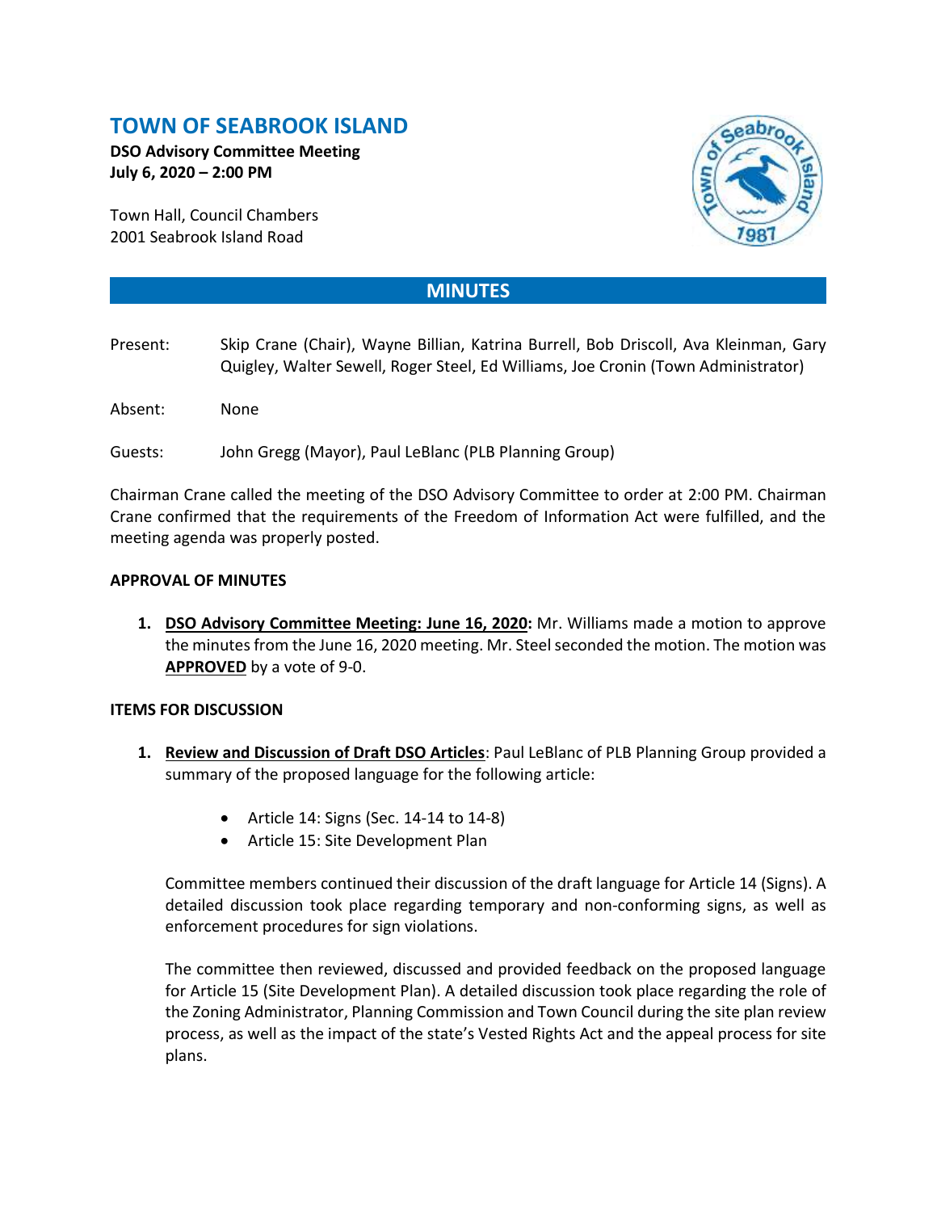# TOWN OF SEABROOK ISLAND

**DSO Advisory Committee Meeting**
**July 6, 2020 – 2:00 PM**

Town Hall, Council Chambers
2001 Seabrook Island Road

## MINUTES

Present: Skip Crane (Chair), Wayne Billian, Katrina Burrell, Bob Driscoll, Ava Kleinman, Gary Quigley, Walter Sewell, Roger Steel, Ed Williams, Joe Cronin (Town Administrator)

Absent: None

Guests: John Gregg (Mayor), Paul LeBlanc (PLB Planning Group)

Chairman Crane called the meeting of the DSO Advisory Committee to order at 2:00 PM. Chairman Crane confirmed that the requirements of the Freedom of Information Act were fulfilled, and the meeting agenda was properly posted.

**APPROVAL OF MINUTES**

1. **DSO Advisory Committee Meeting: June 16, 2020:** Mr. Williams made a motion to approve the minutes from the June 16, 2020 meeting. Mr. Steel seconded the motion. The motion was **APPROVED** by a vote of 9-0.

**ITEMS FOR DISCUSSION**

1. **Review and Discussion of Draft DSO Articles**: Paul LeBlanc of PLB Planning Group provided a summary of the proposed language for the following article:

    - Article 14: Signs (Sec. 14-14 to 14-8)
    - Article 15: Site Development Plan

    Committee members continued their discussion of the draft language for Article 14 (Signs). A detailed discussion took place regarding temporary and non-conforming signs, as well as enforcement procedures for sign violations.

    The committee then reviewed, discussed and provided feedback on the proposed language for Article 15 (Site Development Plan). A detailed discussion took place regarding the role of the Zoning Administrator, Planning Commission and Town Council during the site plan review process, as well as the impact of the state's Vested Rights Act and the appeal process for site plans.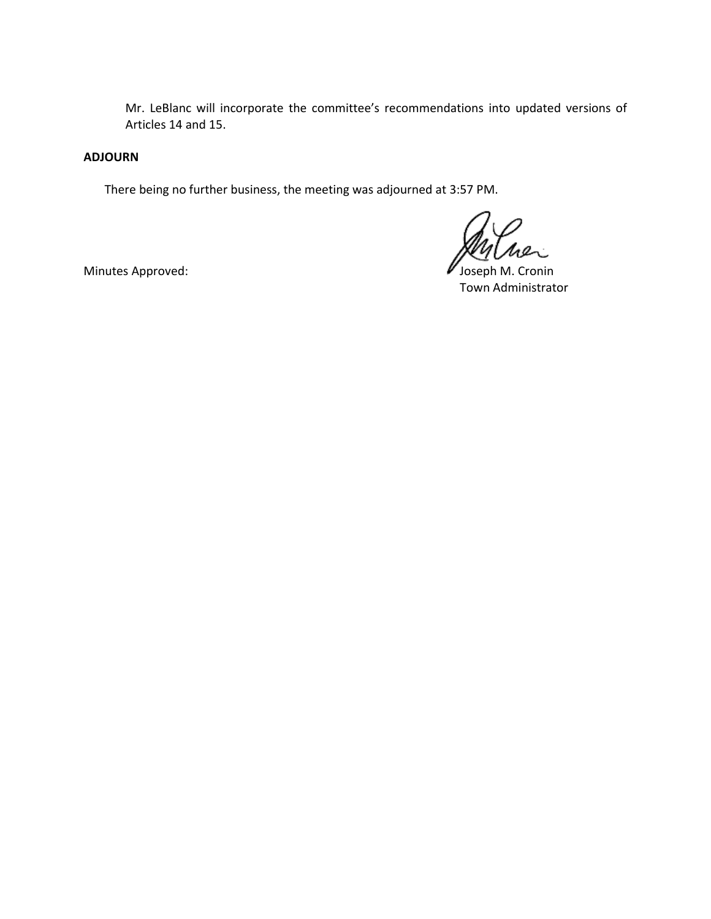Mr. LeBlanc will incorporate the committee's recommendations into updated versions of Articles 14 and 15.

**ADJOURN**

There being no further business, the meeting was adjourned at 3:57 PM.

Minutes Approved: Joseph M. Cronin
Town Administrator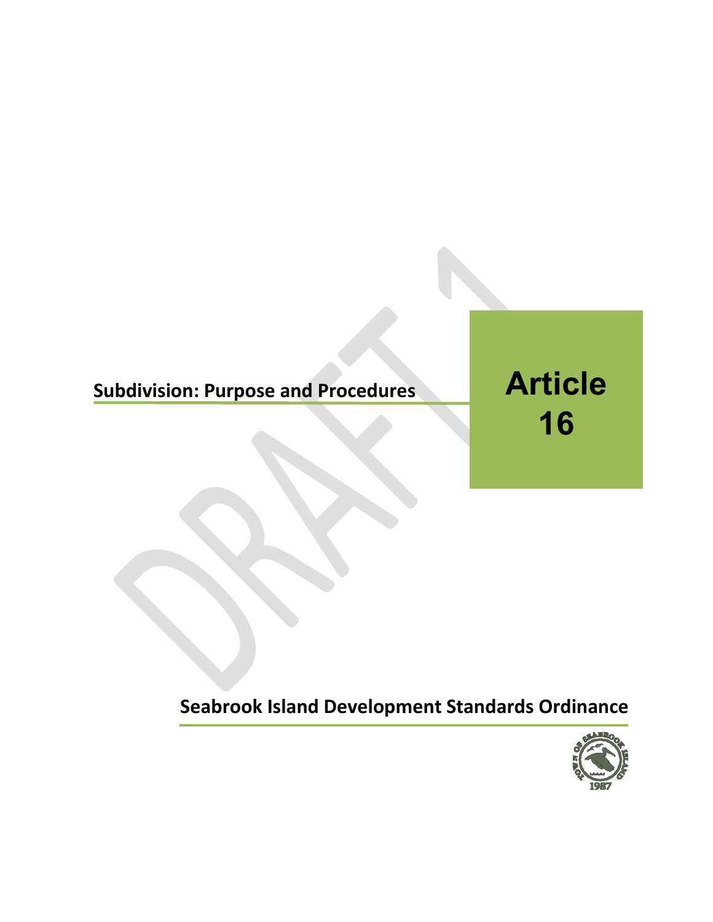# Article 16

## Subdivision: Purpose and Procedures

**Seabrook Island Development Standards Ordinance**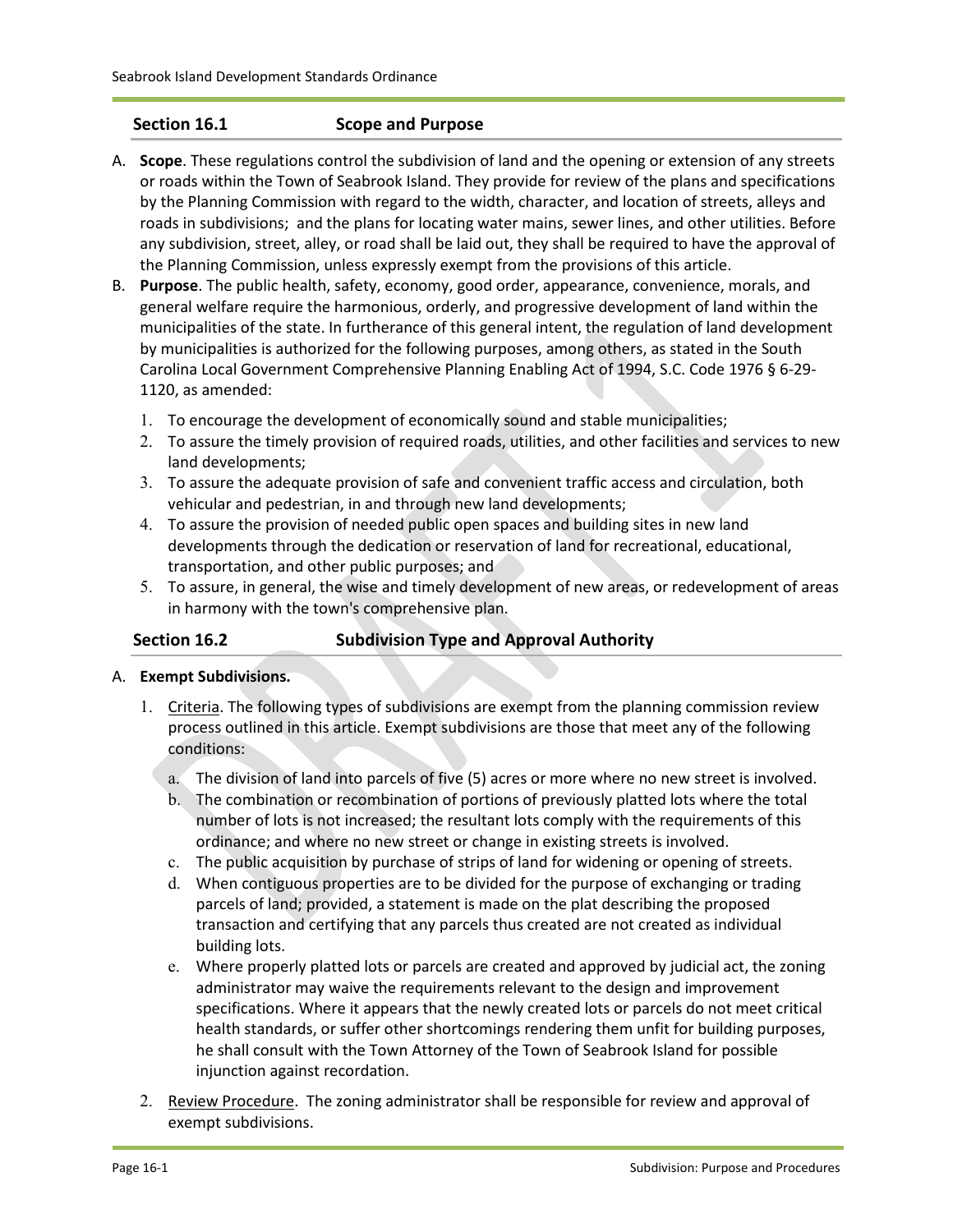## Section 16.1 Scope and Purpose

A. **Scope**. These regulations control the subdivision of land and the opening or extension of any streets or roads within the Town of Seabrook Island. They provide for review of the plans and specifications by the Planning Commission with regard to the width, character, and location of streets, alleys and roads in subdivisions; and the plans for locating water mains, sewer lines, and other utilities. Before any subdivision, street, alley, or road shall be laid out, they shall be required to have the approval of the Planning Commission, unless expressly exempt from the provisions of this article.

B. **Purpose**. The public health, safety, economy, good order, appearance, convenience, morals, and general welfare require the harmonious, orderly, and progressive development of land within the municipalities of the state. In furtherance of this general intent, the regulation of land development by municipalities is authorized for the following purposes, among others, as stated in the South Carolina Local Government Comprehensive Planning Enabling Act of 1994, S.C. Code 1976 § 6-29-1120, as amended:

   1. To encourage the development of economically sound and stable municipalities;
   2. To assure the timely provision of required roads, utilities, and other facilities and services to new land developments;
   3. To assure the adequate provision of safe and convenient traffic access and circulation, both vehicular and pedestrian, in and through new land developments;
   4. To assure the provision of needed public open spaces and building sites in new land developments through the dedication or reservation of land for recreational, educational, transportation, and other public purposes; and
   5. To assure, in general, the wise and timely development of new areas, or redevelopment of areas in harmony with the town's comprehensive plan.

## Section 16.2 Subdivision Type and Approval Authority

A. **Exempt Subdivisions.**

   1. Criteria. The following types of subdivisions are exempt from the planning commission review process outlined in this article. Exempt subdivisions are those that meet any of the following conditions:

      a. The division of land into parcels of five (5) acres or more where no new street is involved.
      b. The combination or recombination of portions of previously platted lots where the total number of lots is not increased; the resultant lots comply with the requirements of this ordinance; and where no new street or change in existing streets is involved.
      c. The public acquisition by purchase of strips of land for widening or opening of streets.
      d. When contiguous properties are to be divided for the purpose of exchanging or trading parcels of land; provided, a statement is made on the plat describing the proposed transaction and certifying that any parcels thus created are not created as individual building lots.
      e. Where properly platted lots or parcels are created and approved by judicial act, the zoning administrator may waive the requirements relevant to the design and improvement specifications. Where it appears that the newly created lots or parcels do not meet critical health standards, or suffer other shortcomings rendering them unfit for building purposes, he shall consult with the Town Attorney of the Town of Seabrook Island for possible injunction against recordation.

   2. Review Procedure. The zoning administrator shall be responsible for review and approval of exempt subdivisions.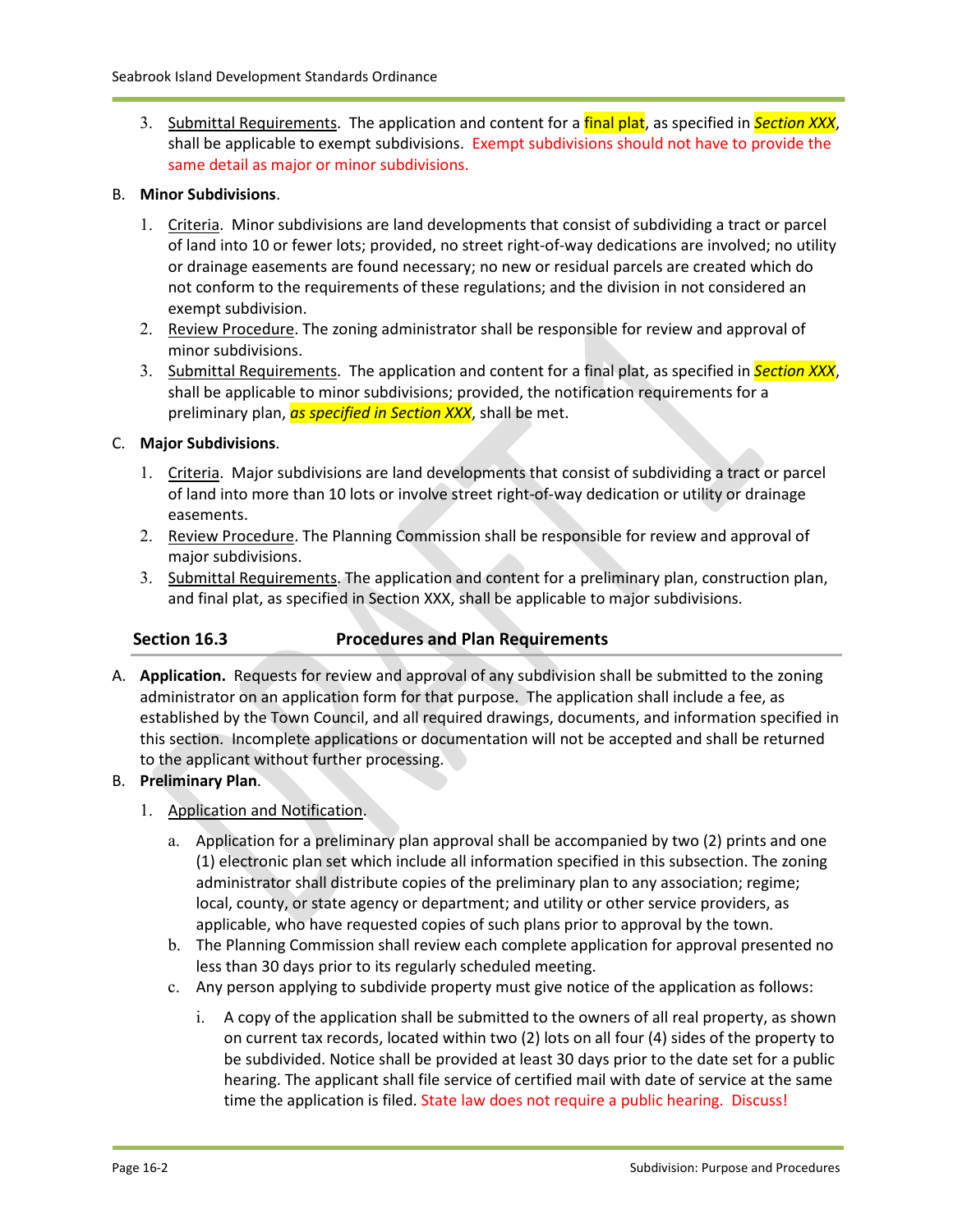3. Submittal Requirements. The application and content for a final plat, as specified in *Section XXX*, shall be applicable to exempt subdivisions. Exempt subdivisions should not have to provide the same detail as major or minor subdivisions.

B. **Minor Subdivisions**.

1. Criteria. Minor subdivisions are land developments that consist of subdividing a tract or parcel of land into 10 or fewer lots; provided, no street right-of-way dedications are involved; no utility or drainage easements are found necessary; no new or residual parcels are created which do not conform to the requirements of these regulations; and the division in not considered an exempt subdivision.
2. Review Procedure. The zoning administrator shall be responsible for review and approval of minor subdivisions.
3. Submittal Requirements. The application and content for a final plat, as specified in *Section XXX*, shall be applicable to minor subdivisions; provided, the notification requirements for a preliminary plan, *as specified in Section XXX*, shall be met.

C. **Major Subdivisions**.

1. Criteria. Major subdivisions are land developments that consist of subdividing a tract or parcel of land into more than 10 lots or involve street right-of-way dedication or utility or drainage easements.
2. Review Procedure. The Planning Commission shall be responsible for review and approval of major subdivisions.
3. Submittal Requirements. The application and content for a preliminary plan, construction plan, and final plat, as specified in Section XXX, shall be applicable to major subdivisions.

## Section 16.3 Procedures and Plan Requirements

A. **Application.** Requests for review and approval of any subdivision shall be submitted to the zoning administrator on an application form for that purpose. The application shall include a fee, as established by the Town Council, and all required drawings, documents, and information specified in this section. Incomplete applications or documentation will not be accepted and shall be returned to the applicant without further processing.

B. **Preliminary Plan**.

1. Application and Notification.

   a. Application for a preliminary plan approval shall be accompanied by two (2) prints and one (1) electronic plan set which include all information specified in this subsection. The zoning administrator shall distribute copies of the preliminary plan to any association; regime; local, county, or state agency or department; and utility or other service providers, as applicable, who have requested copies of such plans prior to approval by the town.

   b. The Planning Commission shall review each complete application for approval presented no less than 30 days prior to its regularly scheduled meeting.

   c. Any person applying to subdivide property must give notice of the application as follows:

      i. A copy of the application shall be submitted to the owners of all real property, as shown on current tax records, located within two (2) lots on all four (4) sides of the property to be subdivided. Notice shall be provided at least 30 days prior to the date set for a public hearing. The applicant shall file service of certified mail with date of service at the same time the application is filed. State law does not require a public hearing. Discuss!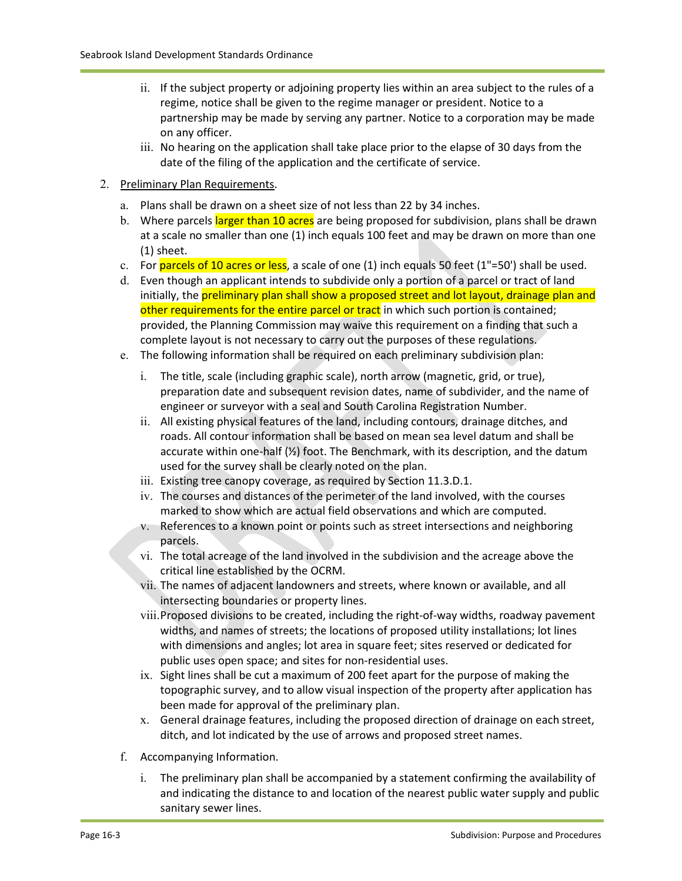- ii. If the subject property or adjoining property lies within an area subject to the rules of a regime, notice shall be given to the regime manager or president. Notice to a partnership may be made by serving any partner. Notice to a corporation may be made on any officer.
   - iii. No hearing on the application shall take place prior to the elapse of 30 days from the date of the filing of the application and the certificate of service.

2. Preliminary Plan Requirements.
   - a. Plans shall be drawn on a sheet size of not less than 22 by 34 inches.
   - b. Where parcels larger than 10 acres are being proposed for subdivision, plans shall be drawn at a scale no smaller than one (1) inch equals 100 feet and may be drawn on more than one (1) sheet.
   - c. For parcels of 10 acres or less, a scale of one (1) inch equals 50 feet (1"=50') shall be used.
   - d. Even though an applicant intends to subdivide only a portion of a parcel or tract of land initially, the preliminary plan shall show a proposed street and lot layout, drainage plan and other requirements for the entire parcel or tract in which such portion is contained; provided, the Planning Commission may waive this requirement on a finding that such a complete layout is not necessary to carry out the purposes of these regulations.
   - e. The following information shall be required on each preliminary subdivision plan:
     - i. The title, scale (including graphic scale), north arrow (magnetic, grid, or true), preparation date and subsequent revision dates, name of subdivider, and the name of engineer or surveyor with a seal and South Carolina Registration Number.
     - ii. All existing physical features of the land, including contours, drainage ditches, and roads. All contour information shall be based on mean sea level datum and shall be accurate within one-half (½) foot. The Benchmark, with its description, and the datum used for the survey shall be clearly noted on the plan.
     - iii. Existing tree canopy coverage, as required by Section 11.3.D.1.
     - iv. The courses and distances of the perimeter of the land involved, with the courses marked to show which are actual field observations and which are computed.
     - v. References to a known point or points such as street intersections and neighboring parcels.
     - vi. The total acreage of the land involved in the subdivision and the acreage above the critical line established by the OCRM.
     - vii. The names of adjacent landowners and streets, where known or available, and all intersecting boundaries or property lines.
     - viii. Proposed divisions to be created, including the right-of-way widths, roadway pavement widths, and names of streets; the locations of proposed utility installations; lot lines with dimensions and angles; lot area in square feet; sites reserved or dedicated for public uses open space; and sites for non-residential uses.
     - ix. Sight lines shall be cut a maximum of 200 feet apart for the purpose of making the topographic survey, and to allow visual inspection of the property after application has been made for approval of the preliminary plan.
     - x. General drainage features, including the proposed direction of drainage on each street, ditch, and lot indicated by the use of arrows and proposed street names.
   - f. Accompanying Information.
     - i. The preliminary plan shall be accompanied by a statement confirming the availability of and indicating the distance to and location of the nearest public water supply and public sanitary sewer lines.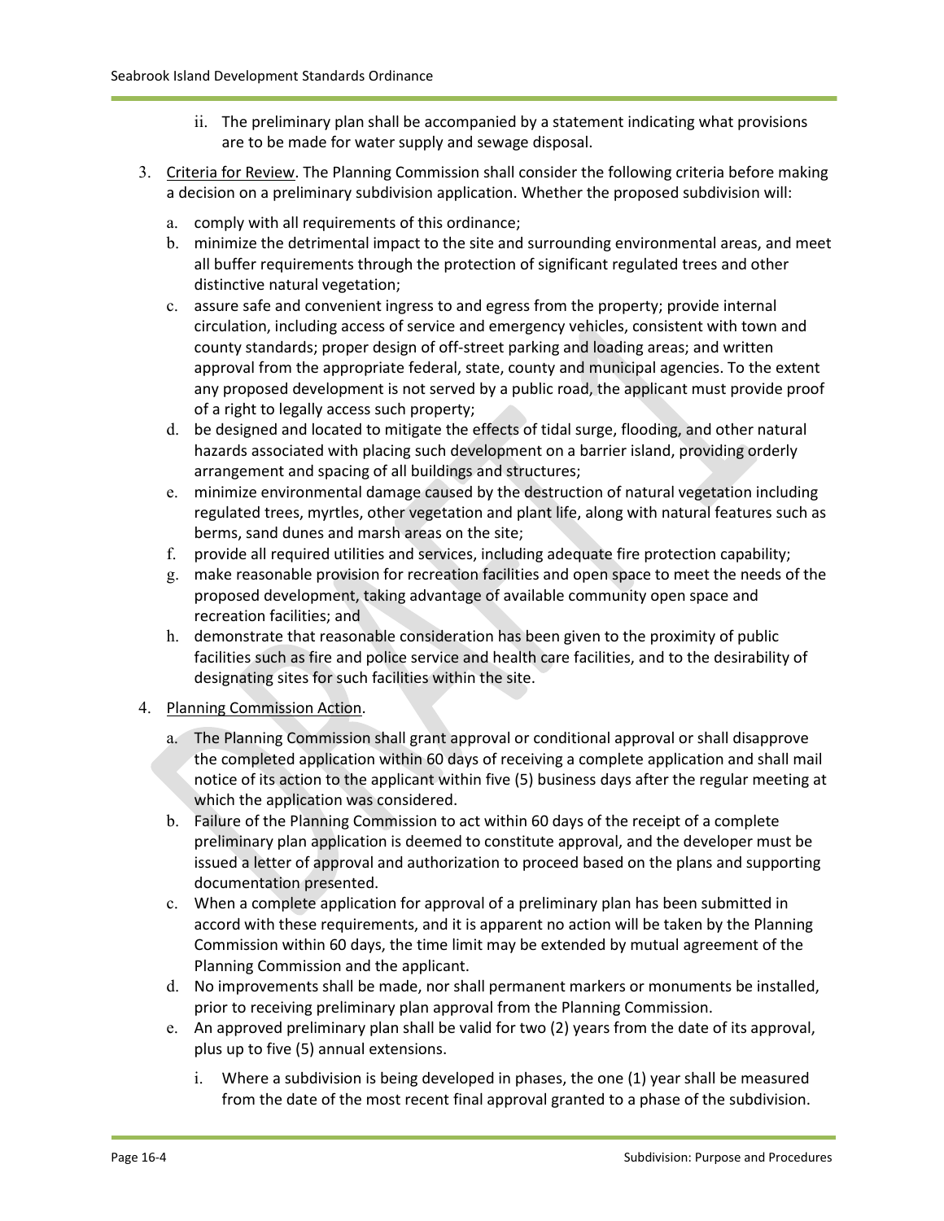ii. The preliminary plan shall be accompanied by a statement indicating what provisions are to be made for water supply and sewage disposal.

3. Criteria for Review. The Planning Commission shall consider the following criteria before making a decision on a preliminary subdivision application. Whether the proposed subdivision will:

   a. comply with all requirements of this ordinance;
   b. minimize the detrimental impact to the site and surrounding environmental areas, and meet all buffer requirements through the protection of significant regulated trees and other distinctive natural vegetation;
   c. assure safe and convenient ingress to and egress from the property; provide internal circulation, including access of service and emergency vehicles, consistent with town and county standards; proper design of off-street parking and loading areas; and written approval from the appropriate federal, state, county and municipal agencies. To the extent any proposed development is not served by a public road, the applicant must provide proof of a right to legally access such property;
   d. be designed and located to mitigate the effects of tidal surge, flooding, and other natural hazards associated with placing such development on a barrier island, providing orderly arrangement and spacing of all buildings and structures;
   e. minimize environmental damage caused by the destruction of natural vegetation including regulated trees, myrtles, other vegetation and plant life, along with natural features such as berms, sand dunes and marsh areas on the site;
   f. provide all required utilities and services, including adequate fire protection capability;
   g. make reasonable provision for recreation facilities and open space to meet the needs of the proposed development, taking advantage of available community open space and recreation facilities; and
   h. demonstrate that reasonable consideration has been given to the proximity of public facilities such as fire and police service and health care facilities, and to the desirability of designating sites for such facilities within the site.

4. Planning Commission Action.

   a. The Planning Commission shall grant approval or conditional approval or shall disapprove the completed application within 60 days of receiving a complete application and shall mail notice of its action to the applicant within five (5) business days after the regular meeting at which the application was considered.
   b. Failure of the Planning Commission to act within 60 days of the receipt of a complete preliminary plan application is deemed to constitute approval, and the developer must be issued a letter of approval and authorization to proceed based on the plans and supporting documentation presented.
   c. When a complete application for approval of a preliminary plan has been submitted in accord with these requirements, and it is apparent no action will be taken by the Planning Commission within 60 days, the time limit may be extended by mutual agreement of the Planning Commission and the applicant.
   d. No improvements shall be made, nor shall permanent markers or monuments be installed, prior to receiving preliminary plan approval from the Planning Commission.
   e. An approved preliminary plan shall be valid for two (2) years from the date of its approval, plus up to five (5) annual extensions.

      i. Where a subdivision is being developed in phases, the one (1) year shall be measured from the date of the most recent final approval granted to a phase of the subdivision.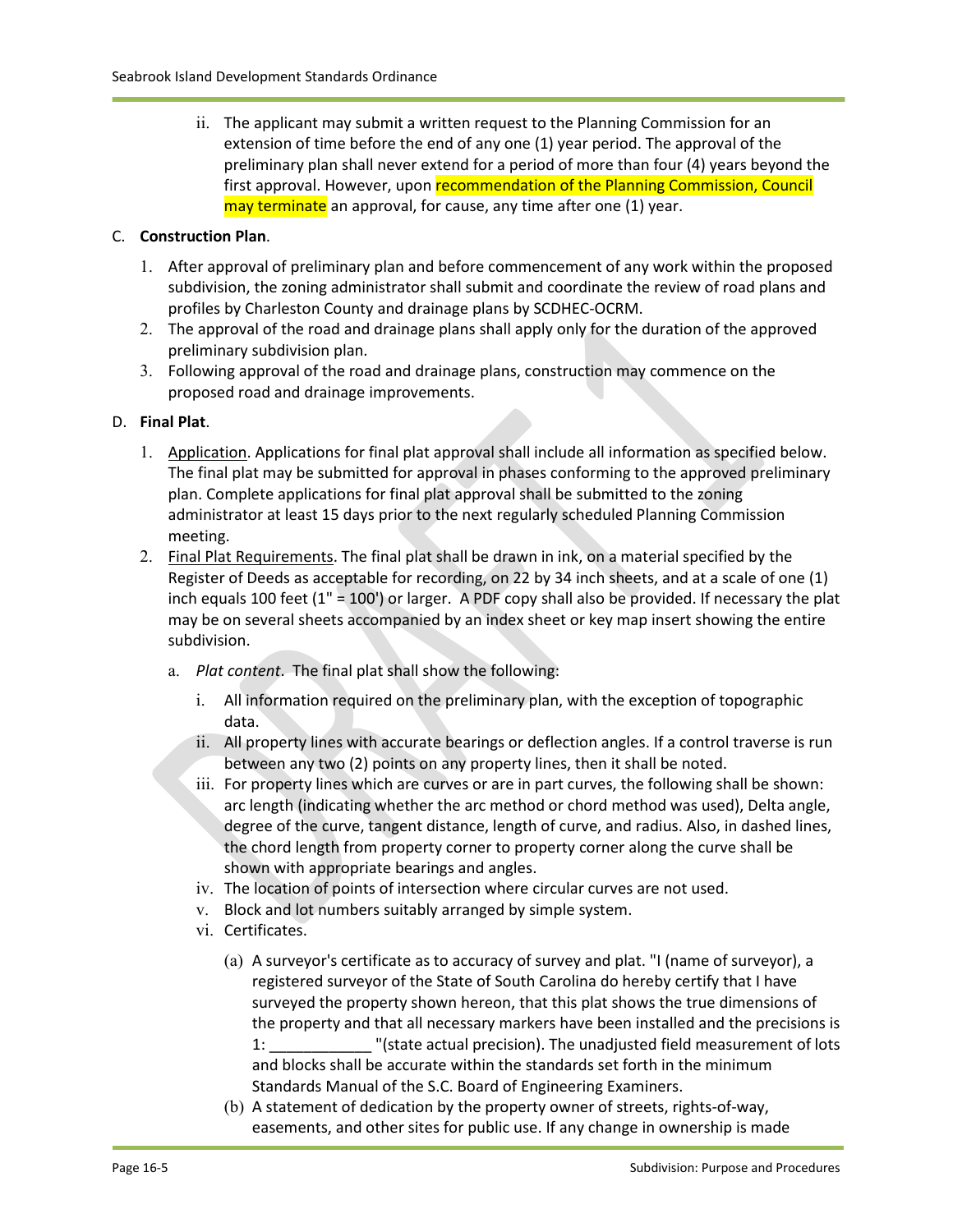ii. The applicant may submit a written request to the Planning Commission for an extension of time before the end of any one (1) year period. The approval of the preliminary plan shall never extend for a period of more than four (4) years beyond the first approval. However, upon recommendation of the Planning Commission, Council may terminate an approval, for cause, any time after one (1) year.

C. **Construction Plan**.

1. After approval of preliminary plan and before commencement of any work within the proposed subdivision, the zoning administrator shall submit and coordinate the review of road plans and profiles by Charleston County and drainage plans by SCDHEC-OCRM.
2. The approval of the road and drainage plans shall apply only for the duration of the approved preliminary subdivision plan.
3. Following approval of the road and drainage plans, construction may commence on the proposed road and drainage improvements.

D. **Final Plat**.

1. Application. Applications for final plat approval shall include all information as specified below. The final plat may be submitted for approval in phases conforming to the approved preliminary plan. Complete applications for final plat approval shall be submitted to the zoning administrator at least 15 days prior to the next regularly scheduled Planning Commission meeting.
2. Final Plat Requirements. The final plat shall be drawn in ink, on a material specified by the Register of Deeds as acceptable for recording, on 22 by 34 inch sheets, and at a scale of one (1) inch equals 100 feet (1" = 100') or larger. A PDF copy shall also be provided. If necessary the plat may be on several sheets accompanied by an index sheet or key map insert showing the entire subdivision.

   a. *Plat content*. The final plat shall show the following:

      i. All information required on the preliminary plan, with the exception of topographic data.

      ii. All property lines with accurate bearings or deflection angles. If a control traverse is run between any two (2) points on any property lines, then it shall be noted.

      iii. For property lines which are curves or are in part curves, the following shall be shown: arc length (indicating whether the arc method or chord method was used), Delta angle, degree of the curve, tangent distance, length of curve, and radius. Also, in dashed lines, the chord length from property corner to property corner along the curve shall be shown with appropriate bearings and angles.

      iv. The location of points of intersection where circular curves are not used.

      v. Block and lot numbers suitably arranged by simple system.

      vi. Certificates.

         (a) A surveyor's certificate as to accuracy of survey and plat. "I (name of surveyor), a registered surveyor of the State of South Carolina do hereby certify that I have surveyed the property shown hereon, that this plat shows the true dimensions of the property and that all necessary markers have been installed and the precisions is 1: ____________ "(state actual precision). The unadjusted field measurement of lots and blocks shall be accurate within the standards set forth in the minimum Standards Manual of the S.C. Board of Engineering Examiners.

         (b) A statement of dedication by the property owner of streets, rights-of-way, easements, and other sites for public use. If any change in ownership is made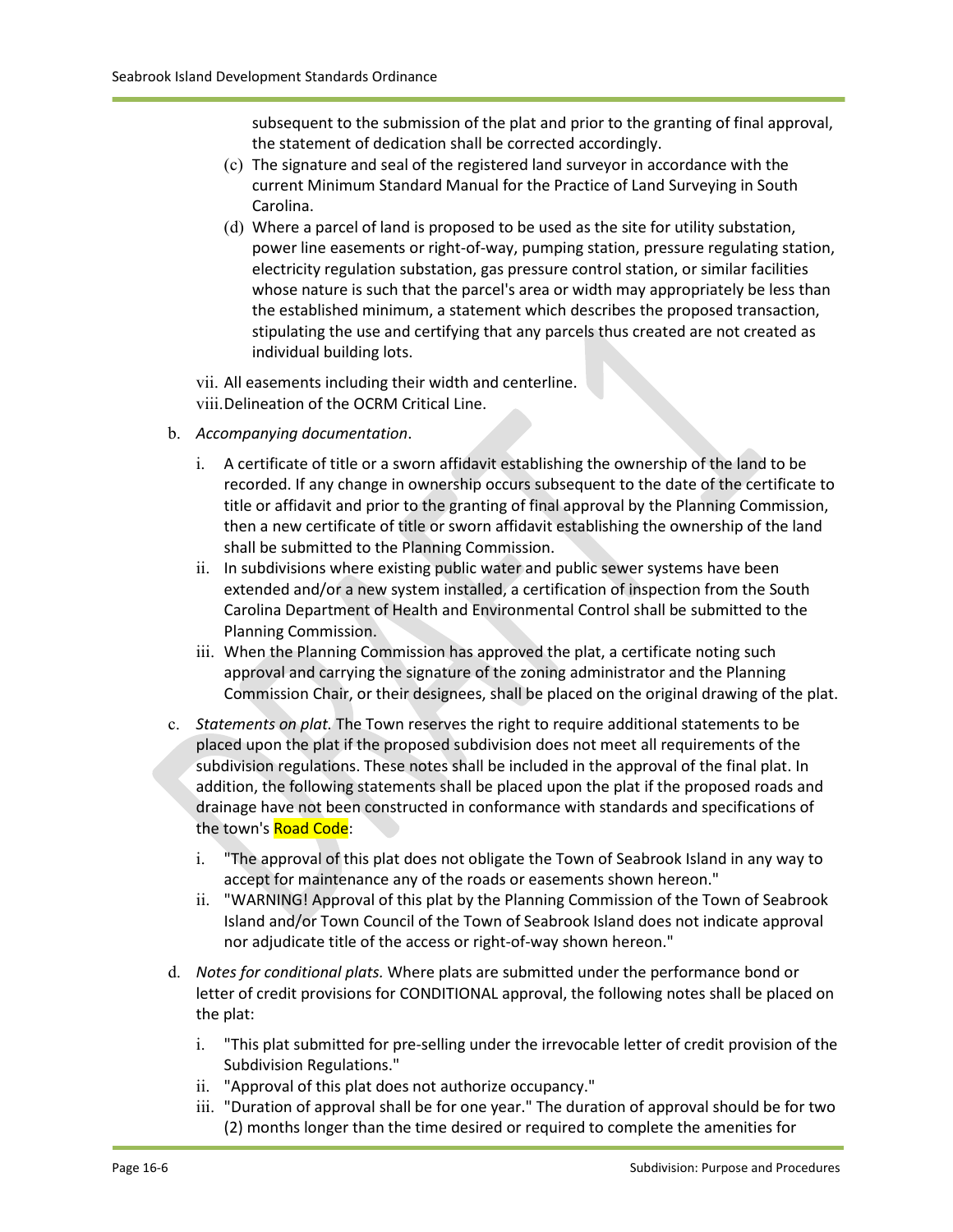subsequent to the submission of the plat and prior to the granting of final approval, the statement of dedication shall be corrected accordingly.

(c) The signature and seal of the registered land surveyor in accordance with the current Minimum Standard Manual for the Practice of Land Surveying in South Carolina.

(d) Where a parcel of land is proposed to be used as the site for utility substation, power line easements or right-of-way, pumping station, pressure regulating station, electricity regulation substation, gas pressure control station, or similar facilities whose nature is such that the parcel's area or width may appropriately be less than the established minimum, a statement which describes the proposed transaction, stipulating the use and certifying that any parcels thus created are not created as individual building lots.

vii. All easements including their width and centerline.

viii. Delineation of the OCRM Critical Line.

b. *Accompanying documentation*.

i. A certificate of title or a sworn affidavit establishing the ownership of the land to be recorded. If any change in ownership occurs subsequent to the date of the certificate to title or affidavit and prior to the granting of final approval by the Planning Commission, then a new certificate of title or sworn affidavit establishing the ownership of the land shall be submitted to the Planning Commission.

ii. In subdivisions where existing public water and public sewer systems have been extended and/or a new system installed, a certification of inspection from the South Carolina Department of Health and Environmental Control shall be submitted to the Planning Commission.

iii. When the Planning Commission has approved the plat, a certificate noting such approval and carrying the signature of the zoning administrator and the Planning Commission Chair, or their designees, shall be placed on the original drawing of the plat.

c. *Statements on plat.* The Town reserves the right to require additional statements to be placed upon the plat if the proposed subdivision does not meet all requirements of the subdivision regulations. These notes shall be included in the approval of the final plat. In addition, the following statements shall be placed upon the plat if the proposed roads and drainage have not been constructed in conformance with standards and specifications of the town's Road Code:

i. "The approval of this plat does not obligate the Town of Seabrook Island in any way to accept for maintenance any of the roads or easements shown hereon."

ii. "WARNING! Approval of this plat by the Planning Commission of the Town of Seabrook Island and/or Town Council of the Town of Seabrook Island does not indicate approval nor adjudicate title of the access or right-of-way shown hereon."

d. *Notes for conditional plats.* Where plats are submitted under the performance bond or letter of credit provisions for CONDITIONAL approval, the following notes shall be placed on the plat:

i. "This plat submitted for pre-selling under the irrevocable letter of credit provision of the Subdivision Regulations."

ii. "Approval of this plat does not authorize occupancy."

iii. "Duration of approval shall be for one year." The duration of approval should be for two (2) months longer than the time desired or required to complete the amenities for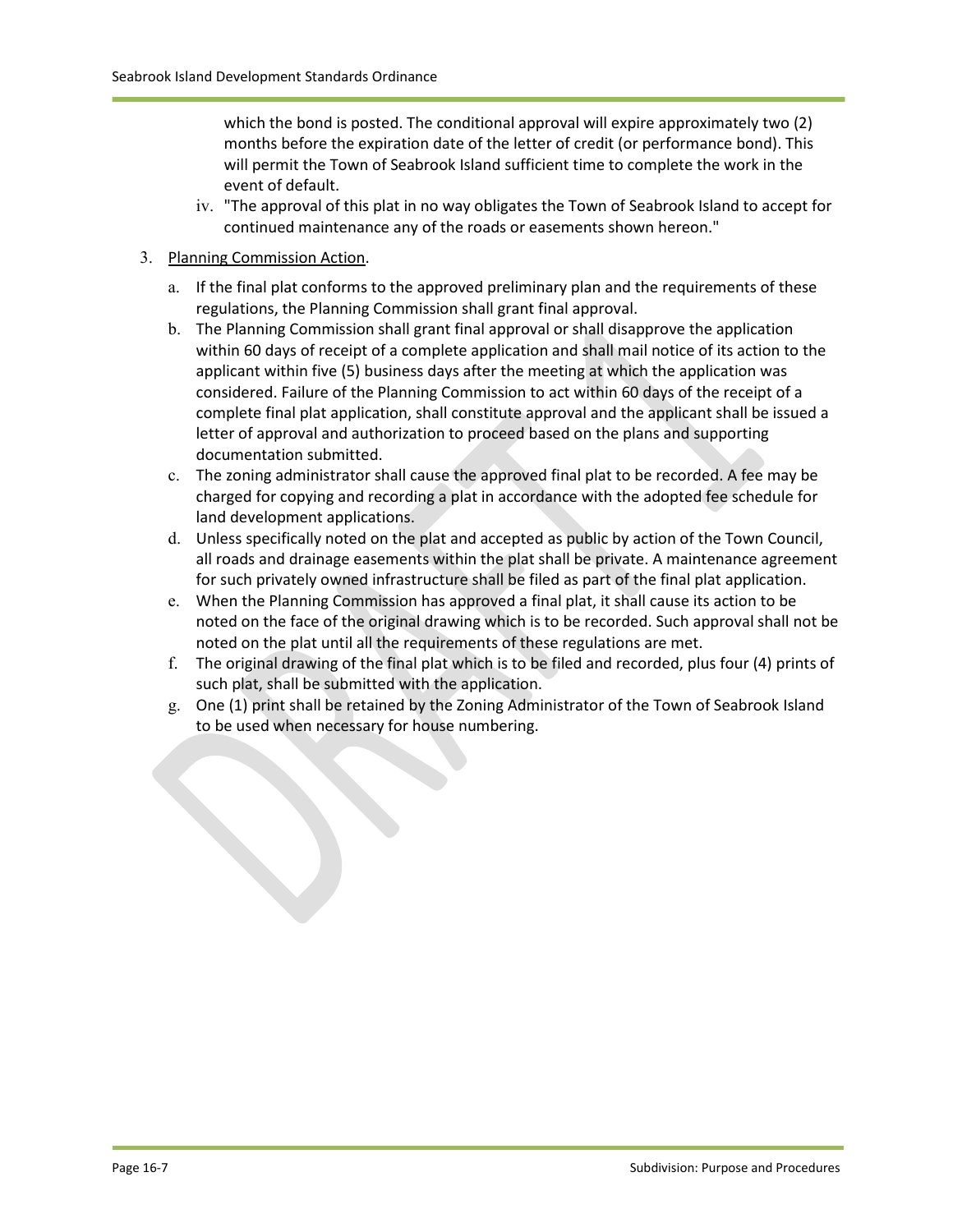which the bond is posted. The conditional approval will expire approximately two (2) months before the expiration date of the letter of credit (or performance bond). This will permit the Town of Seabrook Island sufficient time to complete the work in the event of default.

iv. "The approval of this plat in no way obligates the Town of Seabrook Island to accept for continued maintenance any of the roads or easements shown hereon."

3. Planning Commission Action.

   a. If the final plat conforms to the approved preliminary plan and the requirements of these regulations, the Planning Commission shall grant final approval.
   b. The Planning Commission shall grant final approval or shall disapprove the application within 60 days of receipt of a complete application and shall mail notice of its action to the applicant within five (5) business days after the meeting at which the application was considered. Failure of the Planning Commission to act within 60 days of the receipt of a complete final plat application, shall constitute approval and the applicant shall be issued a letter of approval and authorization to proceed based on the plans and supporting documentation submitted.
   c. The zoning administrator shall cause the approved final plat to be recorded. A fee may be charged for copying and recording a plat in accordance with the adopted fee schedule for land development applications.
   d. Unless specifically noted on the plat and accepted as public by action of the Town Council, all roads and drainage easements within the plat shall be private. A maintenance agreement for such privately owned infrastructure shall be filed as part of the final plat application.
   e. When the Planning Commission has approved a final plat, it shall cause its action to be noted on the face of the original drawing which is to be recorded. Such approval shall not be noted on the plat until all the requirements of these regulations are met.
   f. The original drawing of the final plat which is to be filed and recorded, plus four (4) prints of such plat, shall be submitted with the application.
   g. One (1) print shall be retained by the Zoning Administrator of the Town of Seabrook Island to be used when necessary for house numbering.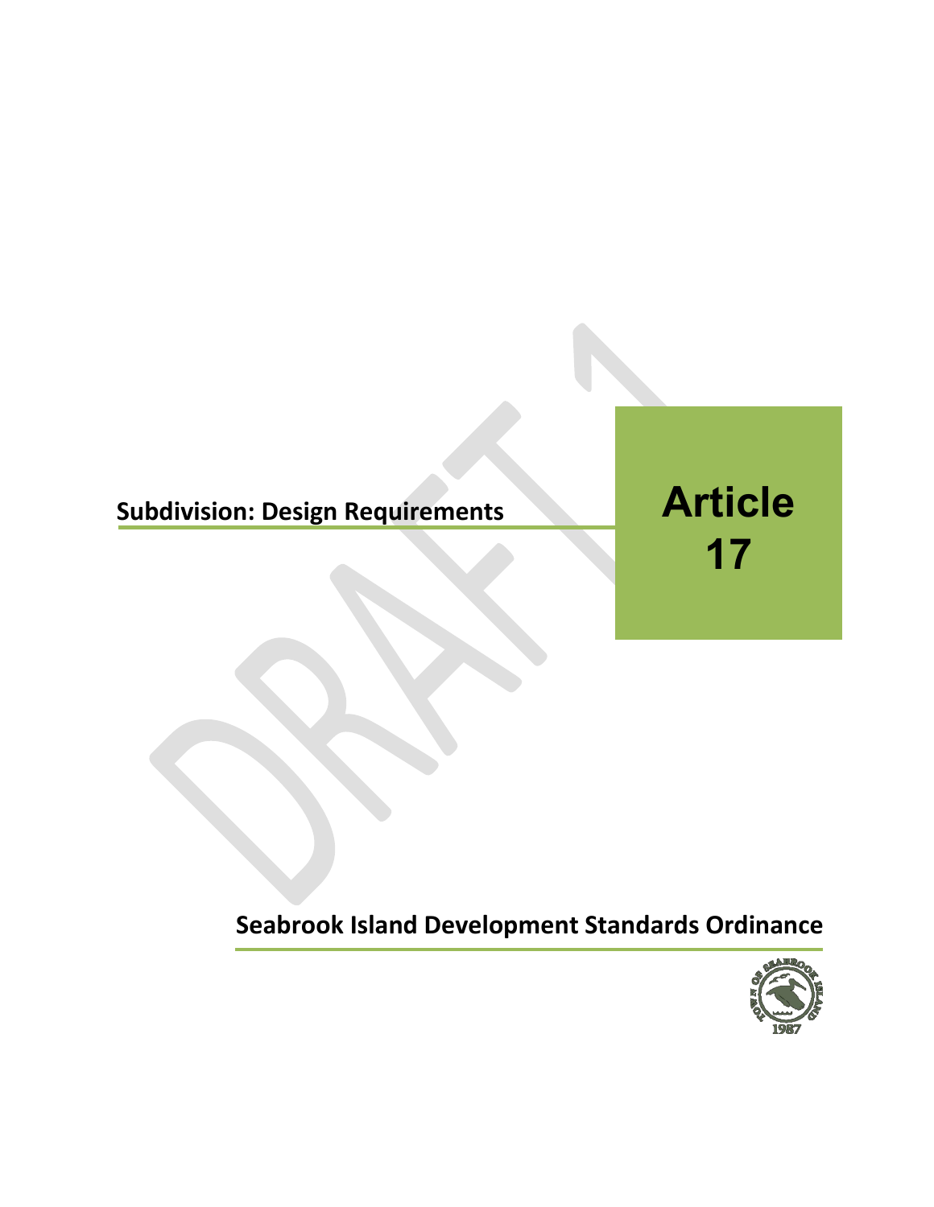## Subdivision: Design Requirements

# Article 17

## Seabrook Island Development Standards Ordinance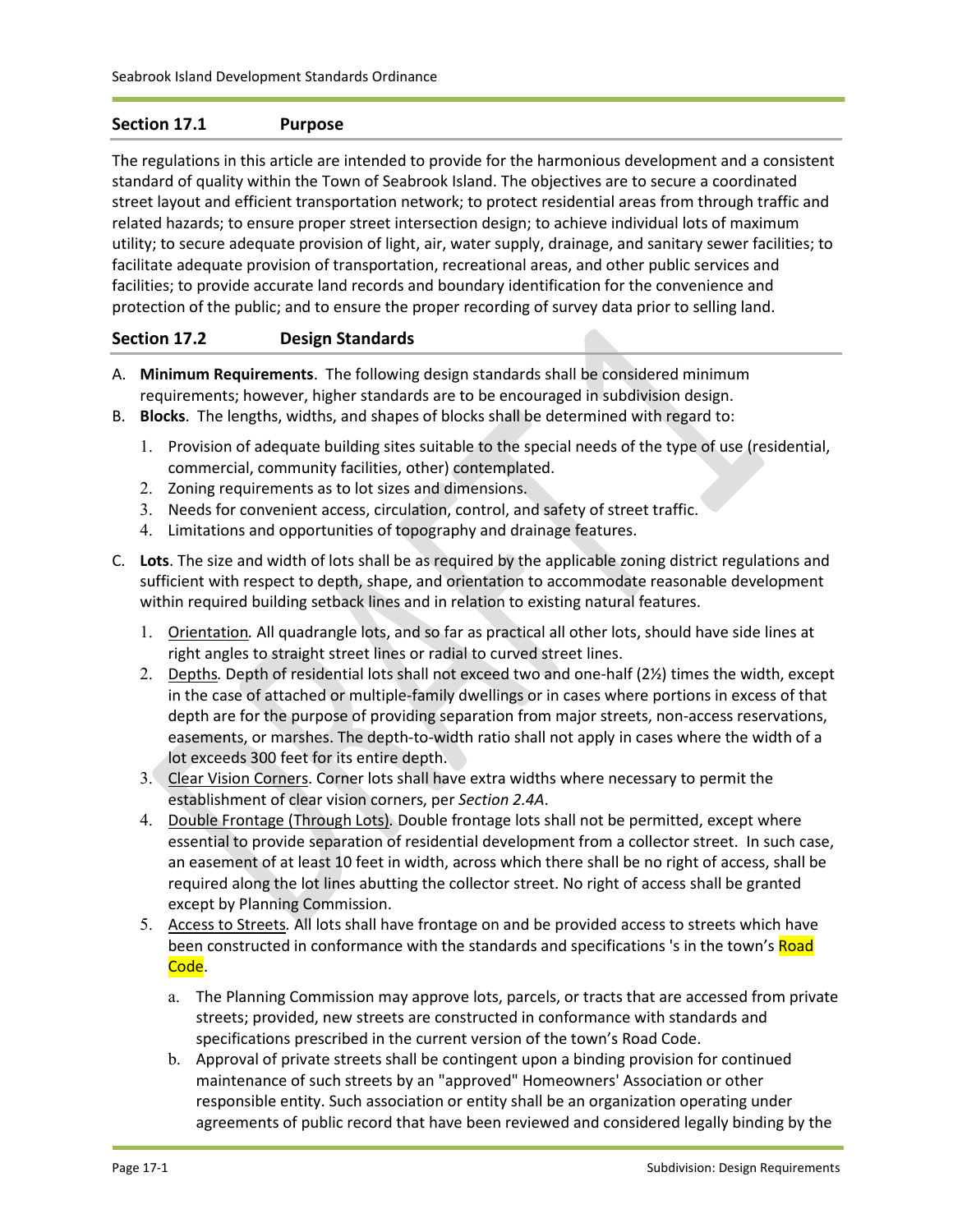## Section 17.1 Purpose

The regulations in this article are intended to provide for the harmonious development and a consistent standard of quality within the Town of Seabrook Island. The objectives are to secure a coordinated street layout and efficient transportation network; to protect residential areas from through traffic and related hazards; to ensure proper street intersection design; to achieve individual lots of maximum utility; to secure adequate provision of light, air, water supply, drainage, and sanitary sewer facilities; to facilitate adequate provision of transportation, recreational areas, and other public services and facilities; to provide accurate land records and boundary identification for the convenience and protection of the public; and to ensure the proper recording of survey data prior to selling land.

## Section 17.2 Design Standards

A. **Minimum Requirements**. The following design standards shall be considered minimum requirements; however, higher standards are to be encouraged in subdivision design.

B. **Blocks**. The lengths, widths, and shapes of blocks shall be determined with regard to:

   1. Provision of adequate building sites suitable to the special needs of the type of use (residential, commercial, community facilities, other) contemplated.
   2. Zoning requirements as to lot sizes and dimensions.
   3. Needs for convenient access, circulation, control, and safety of street traffic.
   4. Limitations and opportunities of topography and drainage features.

C. **Lots**. The size and width of lots shall be as required by the applicable zoning district regulations and sufficient with respect to depth, shape, and orientation to accommodate reasonable development within required building setback lines and in relation to existing natural features.

   1. Orientation*.* All quadrangle lots, and so far as practical all other lots, should have side lines at right angles to straight street lines or radial to curved street lines.
   2. Depths*.* Depth of residential lots shall not exceed two and one-half (2½) times the width, except in the case of attached or multiple-family dwellings or in cases where portions in excess of that depth are for the purpose of providing separation from major streets, non-access reservations, easements, or marshes. The depth-to-width ratio shall not apply in cases where the width of a lot exceeds 300 feet for its entire depth.
   3. Clear Vision Corners. Corner lots shall have extra widths where necessary to permit the establishment of clear vision corners, per *Section 2.4A*.
   4. Double Frontage (Through Lots). Double frontage lots shall not be permitted, except where essential to provide separation of residential development from a collector street. In such case, an easement of at least 10 feet in width, across which there shall be no right of access, shall be required along the lot lines abutting the collector street. No right of access shall be granted except by Planning Commission.
   5. Access to Streets*.* All lots shall have frontage on and be provided access to streets which have been constructed in conformance with the standards and specifications 's in the town's Road Code.

      a. The Planning Commission may approve lots, parcels, or tracts that are accessed from private streets; provided, new streets are constructed in conformance with standards and specifications prescribed in the current version of the town's Road Code.

      b. Approval of private streets shall be contingent upon a binding provision for continued maintenance of such streets by an "approved" Homeowners' Association or other responsible entity. Such association or entity shall be an organization operating under agreements of public record that have been reviewed and considered legally binding by the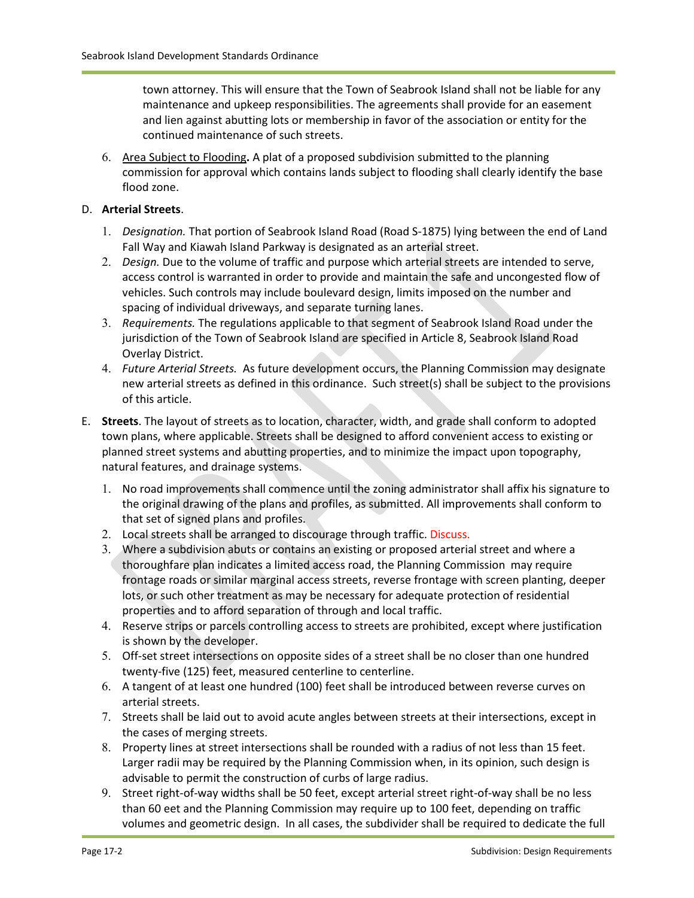town attorney. This will ensure that the Town of Seabrook Island shall not be liable for any maintenance and upkeep responsibilities. The agreements shall provide for an easement and lien against abutting lots or membership in favor of the association or entity for the continued maintenance of such streets.

6. Area Subject to Flooding**.** A plat of a proposed subdivision submitted to the planning commission for approval which contains lands subject to flooding shall clearly identify the base flood zone.

D. **Arterial Streets**.

1. *Designation.* That portion of Seabrook Island Road (Road S-1875) lying between the end of Land Fall Way and Kiawah Island Parkway is designated as an arterial street.
2. *Design.* Due to the volume of traffic and purpose which arterial streets are intended to serve, access control is warranted in order to provide and maintain the safe and uncongested flow of vehicles. Such controls may include boulevard design, limits imposed on the number and spacing of individual driveways, and separate turning lanes.
3. *Requirements.* The regulations applicable to that segment of Seabrook Island Road under the jurisdiction of the Town of Seabrook Island are specified in Article 8, Seabrook Island Road Overlay District.
4. *Future Arterial Streets.* As future development occurs, the Planning Commission may designate new arterial streets as defined in this ordinance. Such street(s) shall be subject to the provisions of this article.

E. **Streets**. The layout of streets as to location, character, width, and grade shall conform to adopted town plans, where applicable. Streets shall be designed to afford convenient access to existing or planned street systems and abutting properties, and to minimize the impact upon topography, natural features, and drainage systems.

1. No road improvements shall commence until the zoning administrator shall affix his signature to the original drawing of the plans and profiles, as submitted. All improvements shall conform to that set of signed plans and profiles.
2. Local streets shall be arranged to discourage through traffic. Discuss.
3. Where a subdivision abuts or contains an existing or proposed arterial street and where a thoroughfare plan indicates a limited access road, the Planning Commission may require frontage roads or similar marginal access streets, reverse frontage with screen planting, deeper lots, or such other treatment as may be necessary for adequate protection of residential properties and to afford separation of through and local traffic.
4. Reserve strips or parcels controlling access to streets are prohibited, except where justification is shown by the developer.
5. Off-set street intersections on opposite sides of a street shall be no closer than one hundred twenty-five (125) feet, measured centerline to centerline.
6. A tangent of at least one hundred (100) feet shall be introduced between reverse curves on arterial streets.
7. Streets shall be laid out to avoid acute angles between streets at their intersections, except in the cases of merging streets.
8. Property lines at street intersections shall be rounded with a radius of not less than 15 feet. Larger radii may be required by the Planning Commission when, in its opinion, such design is advisable to permit the construction of curbs of large radius.
9. Street right-of-way widths shall be 50 feet, except arterial street right-of-way shall be no less than 60 eet and the Planning Commission may require up to 100 feet, depending on traffic volumes and geometric design. In all cases, the subdivider shall be required to dedicate the full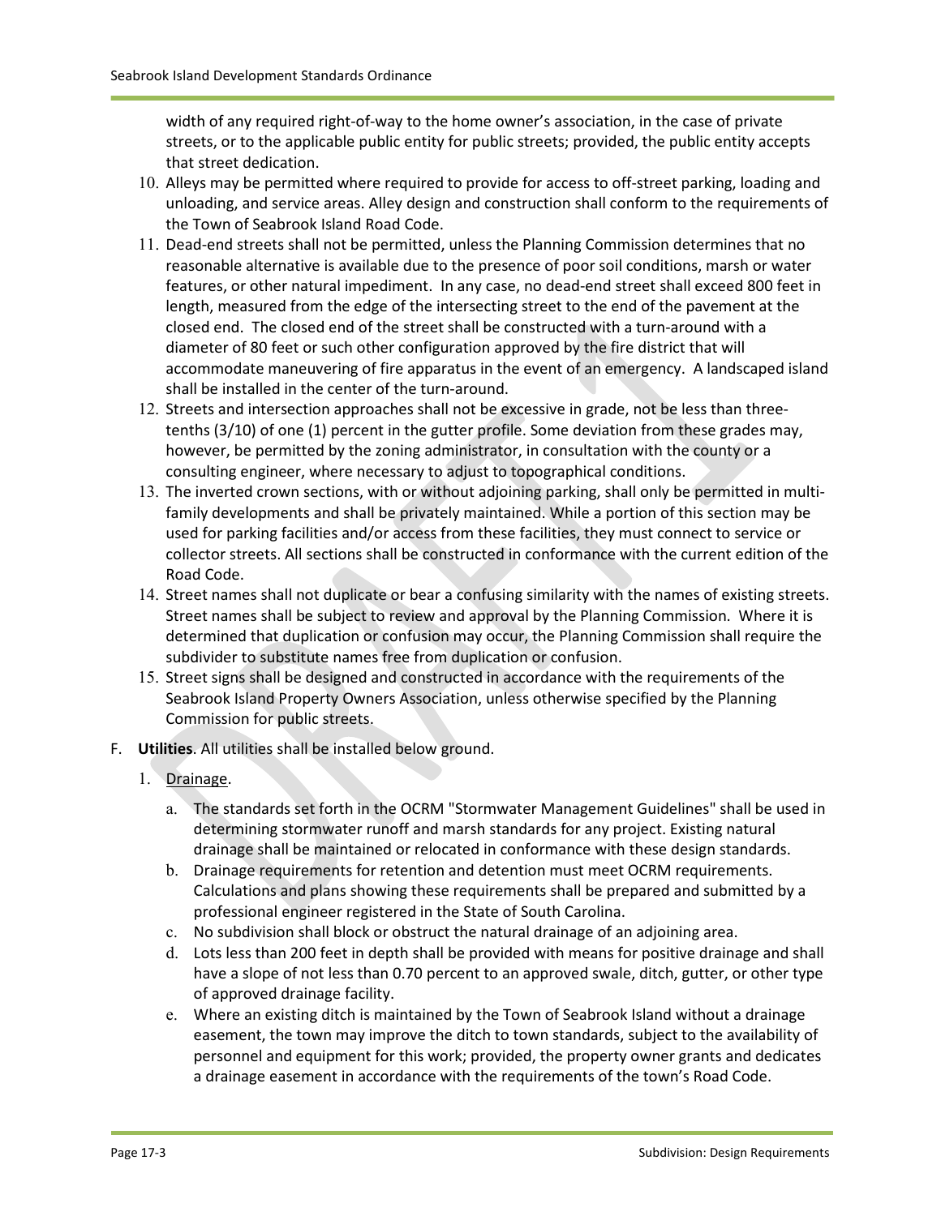width of any required right-of-way to the home owner's association, in the case of private streets, or to the applicable public entity for public streets; provided, the public entity accepts that street dedication.

10. Alleys may be permitted where required to provide for access to off-street parking, loading and unloading, and service areas. Alley design and construction shall conform to the requirements of the Town of Seabrook Island Road Code.
11. Dead-end streets shall not be permitted, unless the Planning Commission determines that no reasonable alternative is available due to the presence of poor soil conditions, marsh or water features, or other natural impediment. In any case, no dead-end street shall exceed 800 feet in length, measured from the edge of the intersecting street to the end of the pavement at the closed end. The closed end of the street shall be constructed with a turn-around with a diameter of 80 feet or such other configuration approved by the fire district that will accommodate maneuvering of fire apparatus in the event of an emergency. A landscaped island shall be installed in the center of the turn-around.
12. Streets and intersection approaches shall not be excessive in grade, not be less than three-tenths (3/10) of one (1) percent in the gutter profile. Some deviation from these grades may, however, be permitted by the zoning administrator, in consultation with the county or a consulting engineer, where necessary to adjust to topographical conditions.
13. The inverted crown sections, with or without adjoining parking, shall only be permitted in multi-family developments and shall be privately maintained. While a portion of this section may be used for parking facilities and/or access from these facilities, they must connect to service or collector streets. All sections shall be constructed in conformance with the current edition of the Road Code.
14. Street names shall not duplicate or bear a confusing similarity with the names of existing streets. Street names shall be subject to review and approval by the Planning Commission. Where it is determined that duplication or confusion may occur, the Planning Commission shall require the subdivider to substitute names free from duplication or confusion.
15. Street signs shall be designed and constructed in accordance with the requirements of the Seabrook Island Property Owners Association, unless otherwise specified by the Planning Commission for public streets.

F. **Utilities**. All utilities shall be installed below ground.

1. Drainage.
   a. The standards set forth in the OCRM "Stormwater Management Guidelines" shall be used in determining stormwater runoff and marsh standards for any project. Existing natural drainage shall be maintained or relocated in conformance with these design standards.
   b. Drainage requirements for retention and detention must meet OCRM requirements. Calculations and plans showing these requirements shall be prepared and submitted by a professional engineer registered in the State of South Carolina.
   c. No subdivision shall block or obstruct the natural drainage of an adjoining area.
   d. Lots less than 200 feet in depth shall be provided with means for positive drainage and shall have a slope of not less than 0.70 percent to an approved swale, ditch, gutter, or other type of approved drainage facility.
   e. Where an existing ditch is maintained by the Town of Seabrook Island without a drainage easement, the town may improve the ditch to town standards, subject to the availability of personnel and equipment for this work; provided, the property owner grants and dedicates a drainage easement in accordance with the requirements of the town's Road Code.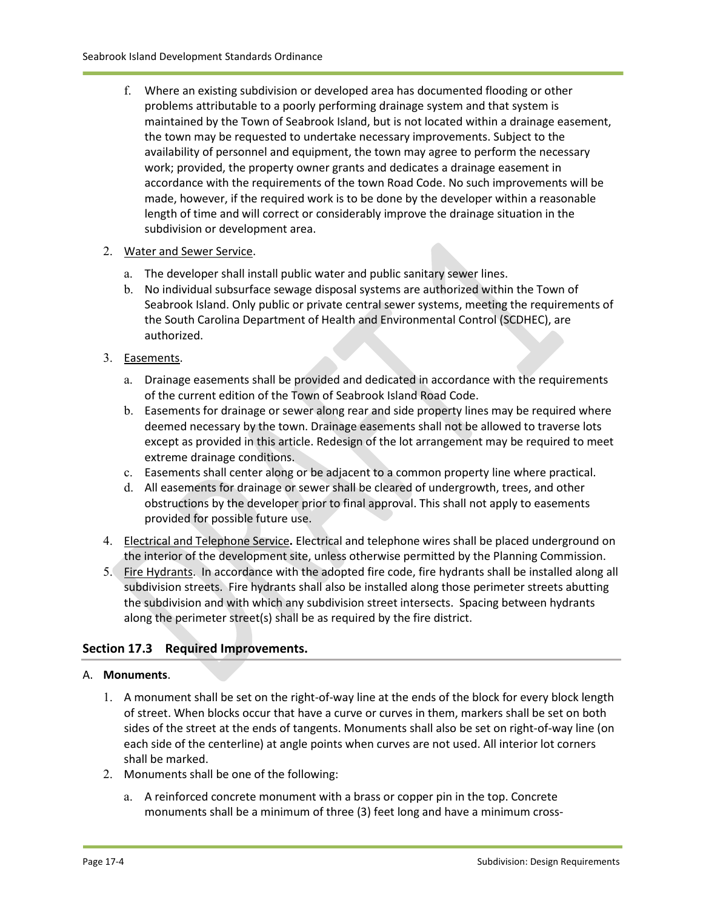f. Where an existing subdivision or developed area has documented flooding or other problems attributable to a poorly performing drainage system and that system is maintained by the Town of Seabrook Island, but is not located within a drainage easement, the town may be requested to undertake necessary improvements. Subject to the availability of personnel and equipment, the town may agree to perform the necessary work; provided, the property owner grants and dedicates a drainage easement in accordance with the requirements of the town Road Code. No such improvements will be made, however, if the required work is to be done by the developer within a reasonable length of time and will correct or considerably improve the drainage situation in the subdivision or development area.

2. Water and Sewer Service.
   a. The developer shall install public water and public sanitary sewer lines.
   b. No individual subsurface sewage disposal systems are authorized within the Town of Seabrook Island. Only public or private central sewer systems, meeting the requirements of the South Carolina Department of Health and Environmental Control (SCDHEC), are authorized.

3. Easements.
   a. Drainage easements shall be provided and dedicated in accordance with the requirements of the current edition of the Town of Seabrook Island Road Code.
   b. Easements for drainage or sewer along rear and side property lines may be required where deemed necessary by the town. Drainage easements shall not be allowed to traverse lots except as provided in this article. Redesign of the lot arrangement may be required to meet extreme drainage conditions.
   c. Easements shall center along or be adjacent to a common property line where practical.
   d. All easements for drainage or sewer shall be cleared of undergrowth, trees, and other obstructions by the developer prior to final approval. This shall not apply to easements provided for possible future use.

4. Electrical and Telephone Service. Electrical and telephone wires shall be placed underground on the interior of the development site, unless otherwise permitted by the Planning Commission.

5. Fire Hydrants. In accordance with the adopted fire code, fire hydrants shall be installed along all subdivision streets. Fire hydrants shall also be installed along those perimeter streets abutting the subdivision and with which any subdivision street intersects. Spacing between hydrants along the perimeter street(s) shall be as required by the fire district.

## Section 17.3 Required Improvements.

A. **Monuments**.

1. A monument shall be set on the right-of-way line at the ends of the block for every block length of street. When blocks occur that have a curve or curves in them, markers shall be set on both sides of the street at the ends of tangents. Monuments shall also be set on right-of-way line (on each side of the centerline) at angle points when curves are not used. All interior lot corners shall be marked.
2. Monuments shall be one of the following:
   a. A reinforced concrete monument with a brass or copper pin in the top. Concrete monuments shall be a minimum of three (3) feet long and have a minimum cross-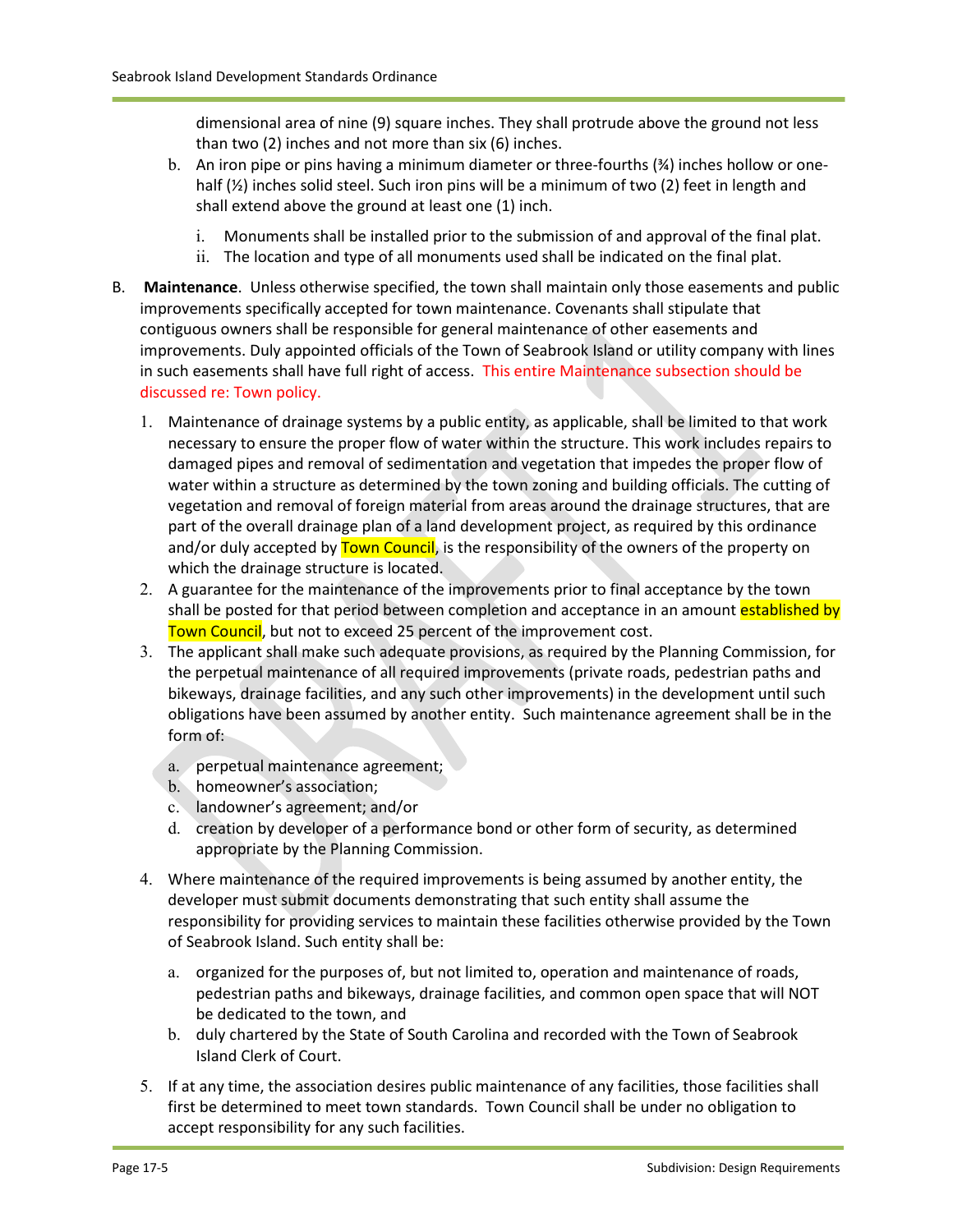dimensional area of nine (9) square inches. They shall protrude above the ground not less than two (2) inches and not more than six (6) inches.

b. An iron pipe or pins having a minimum diameter or three-fourths (¾) inches hollow or one-half (½) inches solid steel. Such iron pins will be a minimum of two (2) feet in length and shall extend above the ground at least one (1) inch.

   i. Monuments shall be installed prior to the submission of and approval of the final plat.
   
   ii. The location and type of all monuments used shall be indicated on the final plat.

B. **Maintenance**. Unless otherwise specified, the town shall maintain only those easements and public improvements specifically accepted for town maintenance. Covenants shall stipulate that contiguous owners shall be responsible for general maintenance of other easements and improvements. Duly appointed officials of the Town of Seabrook Island or utility company with lines in such easements shall have full right of access. This entire Maintenance subsection should be discussed re: Town policy.

1. Maintenance of drainage systems by a public entity, as applicable, shall be limited to that work necessary to ensure the proper flow of water within the structure. This work includes repairs to damaged pipes and removal of sedimentation and vegetation that impedes the proper flow of water within a structure as determined by the town zoning and building officials. The cutting of vegetation and removal of foreign material from areas around the drainage structures, that are part of the overall drainage plan of a land development project, as required by this ordinance and/or duly accepted by Town Council, is the responsibility of the owners of the property on which the drainage structure is located.
2. A guarantee for the maintenance of the improvements prior to final acceptance by the town shall be posted for that period between completion and acceptance in an amount established by Town Council, but not to exceed 25 percent of the improvement cost.
3. The applicant shall make such adequate provisions, as required by the Planning Commission, for the perpetual maintenance of all required improvements (private roads, pedestrian paths and bikeways, drainage facilities, and any such other improvements) in the development until such obligations have been assumed by another entity. Such maintenance agreement shall be in the form of:

   a. perpetual maintenance agreement;
   b. homeowner's association;
   c. landowner's agreement; and/or
   d. creation by developer of a performance bond or other form of security, as determined appropriate by the Planning Commission.

4. Where maintenance of the required improvements is being assumed by another entity, the developer must submit documents demonstrating that such entity shall assume the responsibility for providing services to maintain these facilities otherwise provided by the Town of Seabrook Island. Such entity shall be:

   a. organized for the purposes of, but not limited to, operation and maintenance of roads, pedestrian paths and bikeways, drainage facilities, and common open space that will NOT be dedicated to the town, and
   b. duly chartered by the State of South Carolina and recorded with the Town of Seabrook Island Clerk of Court.

5. If at any time, the association desires public maintenance of any facilities, those facilities shall first be determined to meet town standards. Town Council shall be under no obligation to accept responsibility for any such facilities.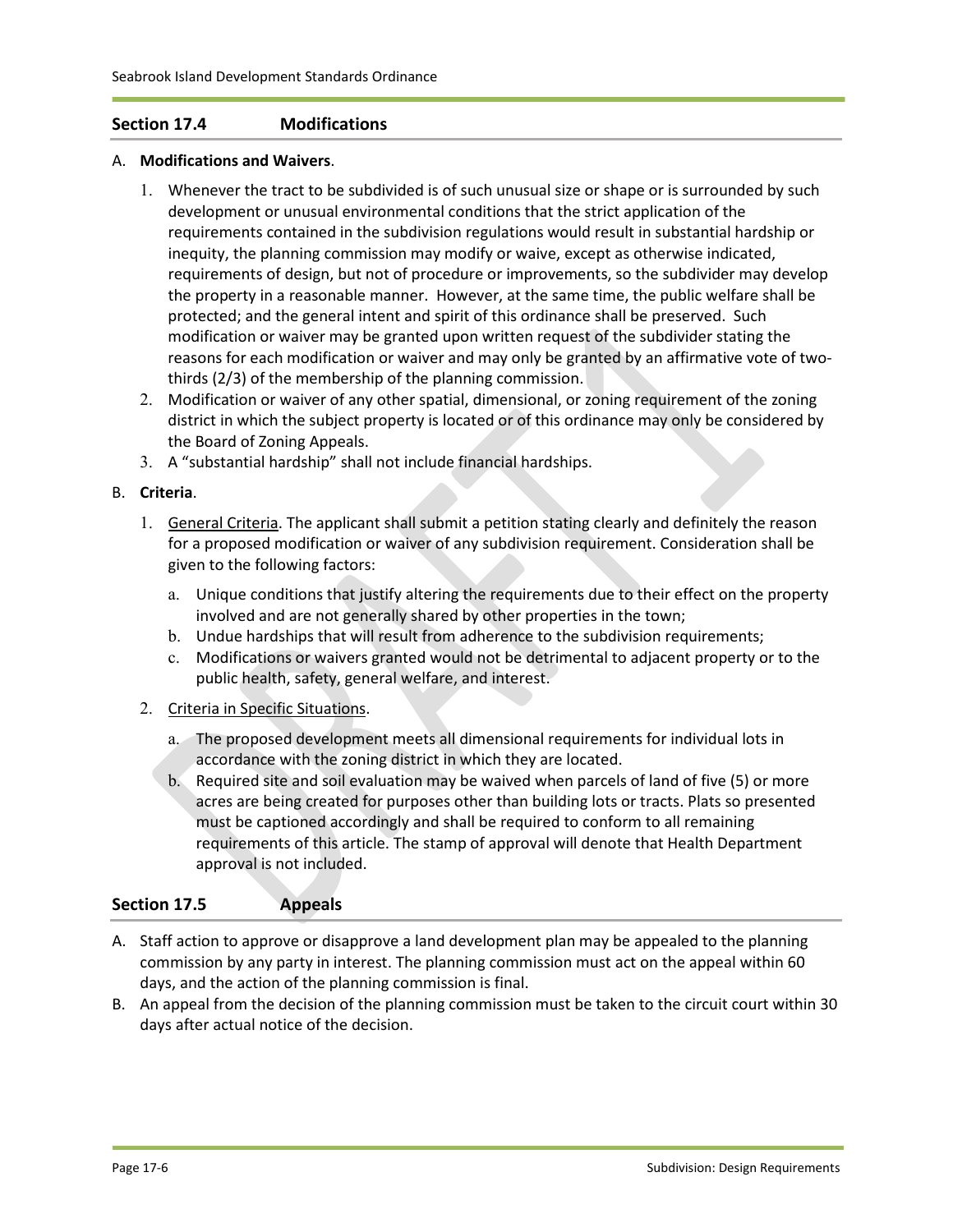## Section 17.4 Modifications

A. **Modifications and Waivers**.

1. Whenever the tract to be subdivided is of such unusual size or shape or is surrounded by such development or unusual environmental conditions that the strict application of the requirements contained in the subdivision regulations would result in substantial hardship or inequity, the planning commission may modify or waive, except as otherwise indicated, requirements of design, but not of procedure or improvements, so the subdivider may develop the property in a reasonable manner. However, at the same time, the public welfare shall be protected; and the general intent and spirit of this ordinance shall be preserved. Such modification or waiver may be granted upon written request of the subdivider stating the reasons for each modification or waiver and may only be granted by an affirmative vote of two-thirds (2/3) of the membership of the planning commission.
2. Modification or waiver of any other spatial, dimensional, or zoning requirement of the zoning district in which the subject property is located or of this ordinance may only be considered by the Board of Zoning Appeals.
3. A "substantial hardship" shall not include financial hardships.

B. **Criteria**.

1. General Criteria. The applicant shall submit a petition stating clearly and definitely the reason for a proposed modification or waiver of any subdivision requirement. Consideration shall be given to the following factors:
   a. Unique conditions that justify altering the requirements due to their effect on the property involved and are not generally shared by other properties in the town;
   b. Undue hardships that will result from adherence to the subdivision requirements;
   c. Modifications or waivers granted would not be detrimental to adjacent property or to the public health, safety, general welfare, and interest.
2. Criteria in Specific Situations.
   a. The proposed development meets all dimensional requirements for individual lots in accordance with the zoning district in which they are located.
   b. Required site and soil evaluation may be waived when parcels of land of five (5) or more acres are being created for purposes other than building lots or tracts. Plats so presented must be captioned accordingly and shall be required to conform to all remaining requirements of this article. The stamp of approval will denote that Health Department approval is not included.

## Section 17.5 Appeals

A. Staff action to approve or disapprove a land development plan may be appealed to the planning commission by any party in interest. The planning commission must act on the appeal within 60 days, and the action of the planning commission is final.

B. An appeal from the decision of the planning commission must be taken to the circuit court within 30 days after actual notice of the decision.